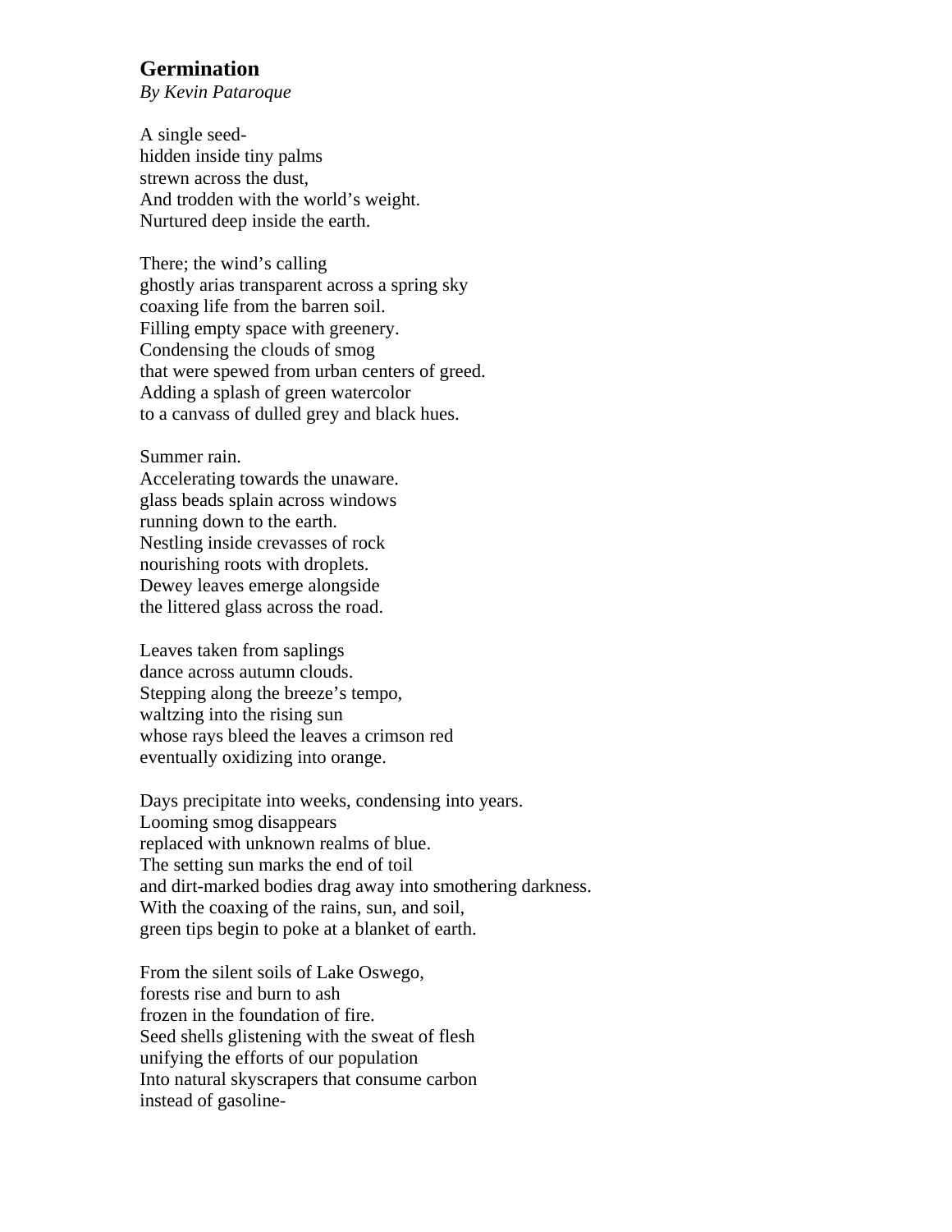# Germination

*By Kevin Pataroque*

A single seed-  
hidden inside tiny palms  
strewn across the dust,  
And trodden with the world’s weight.  
Nurtured deep inside the earth.

There; the wind’s calling  
ghostly arias transparent across a spring sky  
coaxing life from the barren soil.  
Filling empty space with greenery.  
Condensing the clouds of smog  
that were spewed from urban centers of greed.  
Adding a splash of green watercolor  
to a canvass of dulled grey and black hues.

Summer rain.  
Accelerating towards the unaware.  
glass beads splain across windows  
running down to the earth.  
Nestling inside crevasses of rock  
nourishing roots with droplets.  
Dewey leaves emerge alongside  
the littered glass across the road.

Leaves taken from saplings  
dance across autumn clouds.  
Stepping along the breeze’s tempo,  
waltzing into the rising sun  
whose rays bleed the leaves a crimson red  
eventually oxidizing into orange.

Days precipitate into weeks, condensing into years.  
Looming smog disappears  
replaced with unknown realms of blue.  
The setting sun marks the end of toil  
and dirt-marked bodies drag away into smothering darkness.  
With the coaxing of the rains, sun, and soil,  
green tips begin to poke at a blanket of earth.

From the silent soils of Lake Oswego,  
forests rise and burn to ash  
frozen in the foundation of fire.  
Seed shells glistening with the sweat of flesh  
unifying the efforts of our population  
Into natural skyscrapers that consume carbon  
instead of gasoline-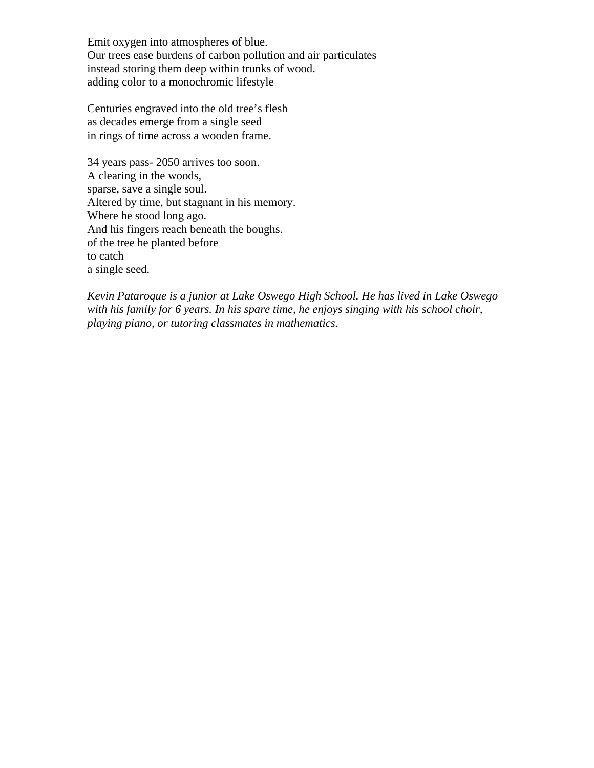Emit oxygen into atmospheres of blue.  
Our trees ease burdens of carbon pollution and air particulates  
instead storing them deep within trunks of wood.  
adding color to a monochromic lifestyle

Centuries engraved into the old tree's flesh  
as decades emerge from a single seed  
in rings of time across a wooden frame.

34 years pass- 2050 arrives too soon.  
A clearing in the woods,  
sparse, save a single soul.  
Altered by time, but stagnant in his memory.  
Where he stood long ago.  
And his fingers reach beneath the boughs.  
of the tree he planted before  
to catch  
a single seed.

*Kevin Pataroque is a junior at Lake Oswego High School. He has lived in Lake Oswego with his family for 6 years. In his spare time, he enjoys singing with his school choir, playing piano, or tutoring classmates in mathematics.*